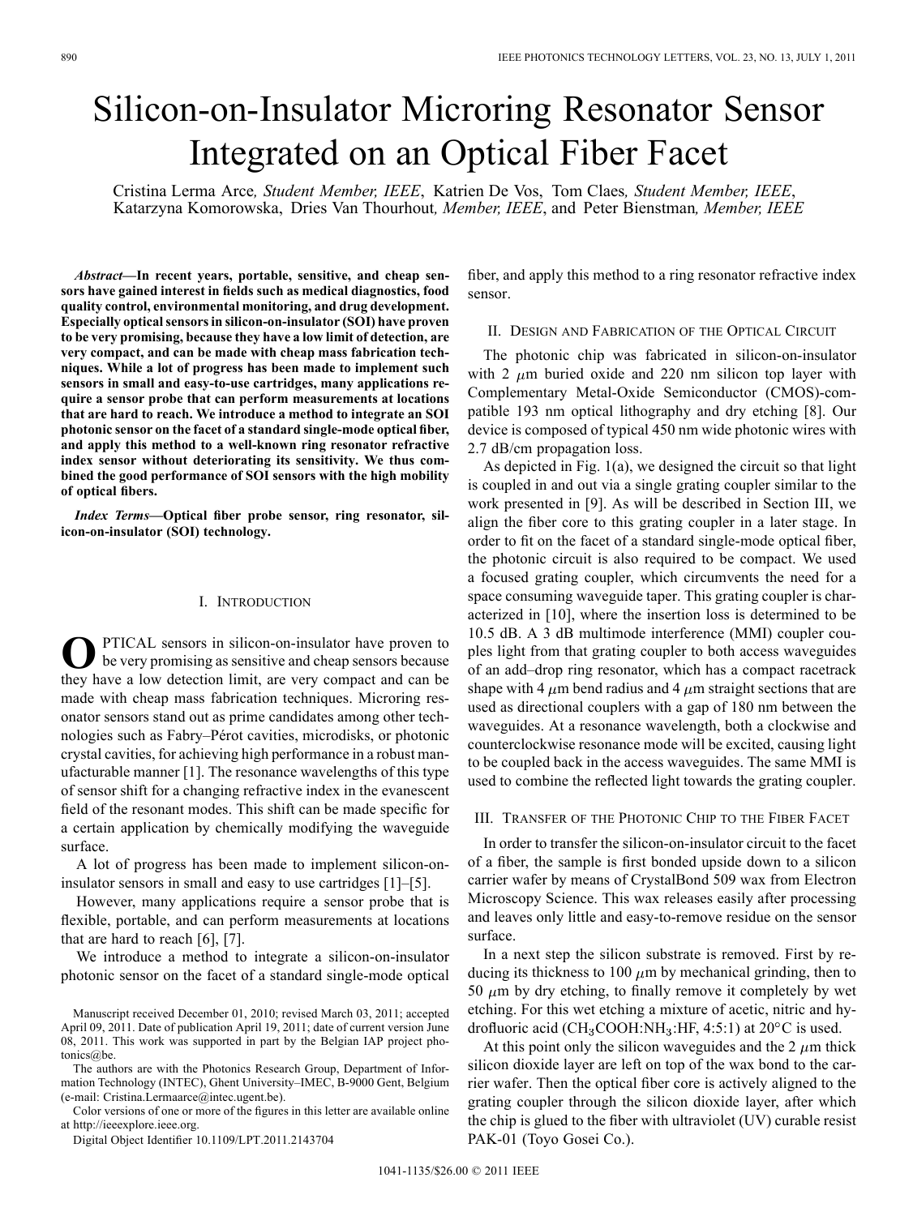# Silicon-on-Insulator Microring Resonator Sensor Integrated on an Optical Fiber Facet

Cristina Lerma Arce, *Student Member, IEEE*, Katrien De Vos, Tom Claes, *Student Member, IEEE*, Katarzyna Komorowska, Dries Van Thourhout, *Member, IEEE*, and Peter Bienstman, *Member, IEEE*

***Abstract*—In recent years, portable, sensitive, and cheap sensors have gained interest in fields such as medical diagnostics, food quality control, environmental monitoring, and drug development. Especially optical sensors in silicon-on-insulator (SOI) have proven to be very promising, because they have a low limit of detection, are very compact, and can be made with cheap mass fabrication techniques. While a lot of progress has been made to implement such sensors in small and easy-to-use cartridges, many applications require a sensor probe that can perform measurements at locations that are hard to reach. We introduce a method to integrate an SOI photonic sensor on the facet of a standard single-mode optical fiber, and apply this method to a well-known ring resonator refractive index sensor without deteriorating its sensitivity. We thus combined the good performance of SOI sensors with the high mobility of optical fibers.**

***Index Terms*—Optical fiber probe sensor, ring resonator, silicon-on-insulator (SOI) technology.**

## I. Introduction

OPTICAL sensors in silicon-on-insulator have proven to be very promising as sensitive and cheap sensors because they have a low detection limit, are very compact and can be made with cheap mass fabrication techniques. Microring resonator sensors stand out as prime candidates among other technologies such as Fabry–Pérot cavities, microdisks, or photonic crystal cavities, for achieving high performance in a robust manufacturable manner [1]. The resonance wavelengths of this type of sensor shift for a changing refractive index in the evanescent field of the resonant modes. This shift can be made specific for a certain application by chemically modifying the waveguide surface.

A lot of progress has been made to implement silicon-on-insulator sensors in small and easy to use cartridges [1]–[5].

However, many applications require a sensor probe that is flexible, portable, and can perform measurements at locations that are hard to reach [6], [7].

We introduce a method to integrate a silicon-on-insulator photonic sensor on the facet of a standard single-mode optical fiber, and apply this method to a ring resonator refractive index sensor.

## II. Design and Fabrication of the Optical Circuit

The photonic chip was fabricated in silicon-on-insulator with 2 $\mu$m buried oxide and 220 nm silicon top layer with Complementary Metal-Oxide Semiconductor (CMOS)-compatible 193 nm optical lithography and dry etching [8]. Our device is composed of typical 450 nm wide photonic wires with 2.7 dB/cm propagation loss.

As depicted in Fig. 1(a), we designed the circuit so that light is coupled in and out via a single grating coupler similar to the work presented in [9]. As will be described in Section III, we align the fiber core to this grating coupler in a later stage. In order to fit on the facet of a standard single-mode optical fiber, the photonic circuit is also required to be compact. We used a focused grating coupler, which circumvents the need for a space consuming waveguide taper. This grating coupler is characterized in [10], where the insertion loss is determined to be 10.5 dB. A 3 dB multimode interference (MMI) coupler couples light from that grating coupler to both access waveguides of an add–drop ring resonator, which has a compact racetrack shape with 4 $\mu$m bend radius and 4 $\mu$m straight sections that are used as directional couplers with a gap of 180 nm between the waveguides. At a resonance wavelength, both a clockwise and counterclockwise resonance mode will be excited, causing light to be coupled back in the access waveguides. The same MMI is used to combine the reflected light towards the grating coupler.

## III. Transfer of the Photonic Chip to the Fiber Facet

In order to transfer the silicon-on-insulator circuit to the facet of a fiber, the sample is first bonded upside down to a silicon carrier wafer by means of CrystalBond 509 wax from Electron Microscopy Science. This wax releases easily after processing and leaves only little and easy-to-remove residue on the sensor surface.

In a next step the silicon substrate is removed. First by reducing its thickness to 100 $\mu$m by mechanical grinding, then to 50 $\mu$m by dry etching, to finally remove it completely by wet etching. For this wet etching a mixture of acetic, nitric and hydrofluoric acid ($CH_3COOH:NH_3:HF$, 4:5:1) at 20°C is used.

At this point only the silicon waveguides and the 2 $\mu$m thick silicon dioxide layer are left on top of the wax bond to the carrier wafer. Then the optical fiber core is actively aligned to the grating coupler through the silicon dioxide layer, after which the chip is glued to the fiber with ultraviolet (UV) curable resist PAK-01 (Toyo Gosei Co.).

Manuscript received December 01, 2010; revised March 03, 2011; accepted April 09, 2011. Date of publication April 19, 2011; date of current version June 08, 2011. This work was supported in part by the Belgian IAP project photonics@be.

The authors are with the Photonics Research Group, Department of Information Technology (INTEC), Ghent University–IMEC, B-9000 Gent, Belgium (e-mail: Cristina.Lermaarce@intec.ugent.be).

Color versions of one or more of the figures in this letter are available online at http://ieeexplore.ieee.org.

Digital Object Identifier 10.1109/LPT.2011.2143704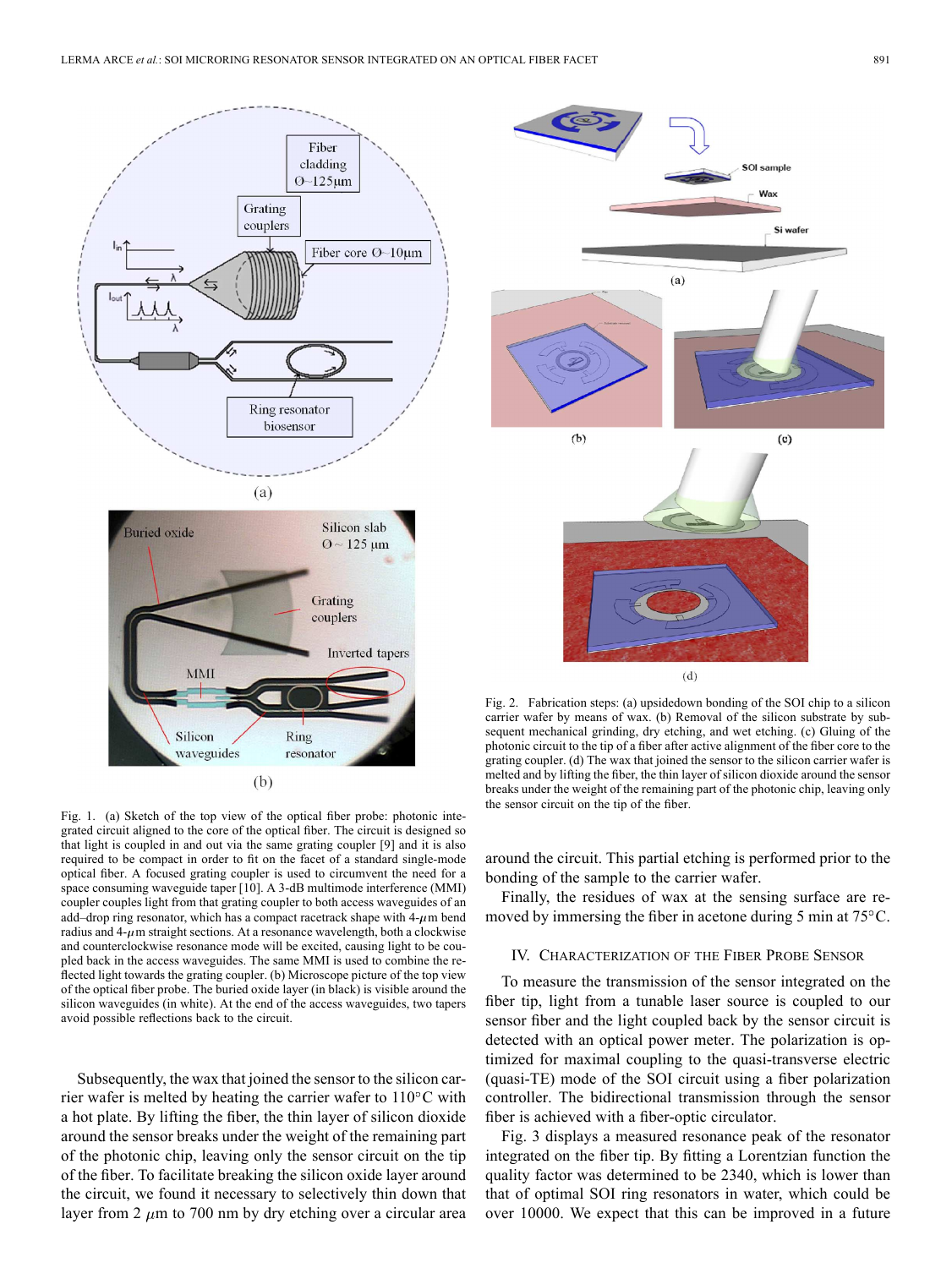Fig. 1. (a) Sketch of the top view of the optical fiber probe: photonic integrated circuit aligned to the core of the optical fiber. The circuit is designed so that light is coupled in and out via the same grating coupler [9] and it is also required to be compact in order to fit on the facet of a standard single-mode optical fiber. A focused grating coupler is used to circumvent the need for a space consuming waveguide taper [10]. A 3-dB multimode interference (MMI) coupler couples light from that grating coupler to both access waveguides of an add–drop ring resonator, which has a compact racetrack shape with 4-$\mu$m bend radius and 4-$\mu$m straight sections. At a resonance wavelength, both a clockwise and counterclockwise resonance mode will be excited, causing light to be coupled back in the access waveguides. The same MMI is used to combine the reflected light towards the grating coupler. (b) Microscope picture of the top view of the optical fiber probe. The buried oxide layer (in black) is visible around the silicon waveguides (in white). At the end of the access waveguides, two tapers avoid possible reflections back to the circuit.

Fig. 2. Fabrication steps: (a) upsidedown bonding of the SOI chip to a silicon carrier wafer by means of wax. (b) Removal of the silicon substrate by subsequent mechanical grinding, dry etching, and wet etching. (c) Gluing of the photonic circuit to the tip of a fiber after active alignment of the fiber core to the grating coupler. (d) The wax that joined the sensor to the silicon carrier wafer is melted and by lifting the fiber, the thin layer of silicon dioxide around the sensor breaks under the weight of the remaining part of the photonic chip, leaving only the sensor circuit on the tip of the fiber.

Subsequently, the wax that joined the sensor to the silicon carrier wafer is melted by heating the carrier wafer to 110°C with a hot plate. By lifting the fiber, the thin layer of silicon dioxide around the sensor breaks under the weight of the remaining part of the photonic chip, leaving only the sensor circuit on the tip of the fiber. To facilitate breaking the silicon oxide layer around the circuit, we found it necessary to selectively thin down that layer from 2 $\mu$m to 700 nm by dry etching over a circular area around the circuit. This partial etching is performed prior to the bonding of the sample to the carrier wafer.

Finally, the residues of wax at the sensing surface are removed by immersing the fiber in acetone during 5 min at 75°C.

## IV. Characterization of the Fiber Probe Sensor

To measure the transmission of the sensor integrated on the fiber tip, light from a tunable laser source is coupled to our sensor fiber and the light coupled back by the sensor circuit is detected with an optical power meter. The polarization is optimized for maximal coupling to the quasi-transverse electric (quasi-TE) mode of the SOI circuit using a fiber polarization controller. The bidirectional transmission through the sensor fiber is achieved with a fiber-optic circulator.

Fig. 3 displays a measured resonance peak of the resonator integrated on the fiber tip. By fitting a Lorentzian function the quality factor was determined to be 2340, which is lower than that of optimal SOI ring resonators in water, which could be over 10000. We expect that this can be improved in a future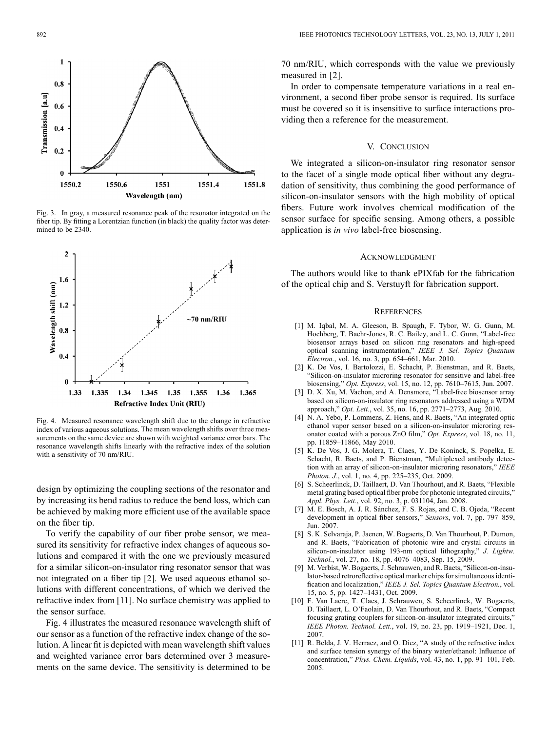1
0.8
0.6
0.4
0.2
0
1550.2
1550.6
1551
1551.4
1551.8
Transmission [a.u]
Wavelength (nm)

Fig. 3. In gray, a measured resonance peak of the resonator integrated on the fiber tip. By fitting a Lorentzian function (in black) the quality factor was determined to be 2340.

2
1.6
1.2
0.8
0.4
0
1.33
1.335
1.34
1.345
1.35
1.355
1.36
1.365
Wavelength shift (nm)
Refractive Index Unit (RIU)
~70 nm/RIU

Fig. 4. Measured resonance wavelength shift due to the change in refractive index of various aqueous solutions. The mean wavelength shifts over three measurements on the same device are shown with weighted variance error bars. The resonance wavelength shifts linearly with the refractive index of the solution with a sensitivity of 70 nm/RIU.

design by optimizing the coupling sections of the resonator and by increasing its bend radius to reduce the bend loss, which can be achieved by making more efficient use of the available space on the fiber tip.

To verify the capability of our fiber probe sensor, we measured its sensitivity for refractive index changes of aqueous solutions and compared it with the one we previously measured for a similar silicon-on-insulator ring resonator sensor that was not integrated on a fiber tip [2]. We used aqueous ethanol solutions with different concentrations, of which we derived the refractive index from [11]. No surface chemistry was applied to the sensor surface.

Fig. 4 illustrates the measured resonance wavelength shift of our sensor as a function of the refractive index change of the solution. A linear fit is depicted with mean wavelength shift values and weighted variance error bars determined over 3 measurements on the same device. The sensitivity is determined to be 70 nm/RIU, which corresponds with the value we previously measured in [2].

In order to compensate temperature variations in a real environment, a second fiber probe sensor is required. Its surface must be covered so it is insensitive to surface interactions providing then a reference for the measurement.

## V. Conclusion

We integrated a silicon-on-insulator ring resonator sensor to the facet of a single mode optical fiber without any degradation of sensitivity, thus combining the good performance of silicon-on-insulator sensors with the high mobility of optical fibers. Future work involves chemical modification of the sensor surface for specific sensing. Among others, a possible application is *in vivo* label-free biosensing.

## Acknowledgment

The authors would like to thank ePIXfab for the fabrication of the optical chip and S. Verstuyft for fabrication support.

## References

[1] M. Iqbal, M. A. Gleeson, B. Spaugh, F. Tybor, W. G. Gunn, M. Hochberg, T. Baehr-Jones, R. C. Bailey, and L. C. Gunn, "Label-free biosensor arrays based on silicon ring resonators and high-speed optical scanning instrumentation," *IEEE J. Sel. Topics Quantum Electron.*, vol. 16, no. 3, pp. 654–661, Mar. 2010.

[2] K. De Vos, I. Bartolozzi, E. Schacht, P. Bienstman, and R. Baets, "Silicon-on-insulator microring resonator for sensitive and label-free biosensing," *Opt. Express*, vol. 15, no. 12, pp. 7610–7615, Jun. 2007.

[3] D. X. Xu, M. Vachon, and A. Densmore, "Label-free biosensor array based on silicon-on-insulator ring resonators addressed using a WDM approach," *Opt. Lett.*, vol. 35, no. 16, pp. 2771–2773, Aug. 2010.

[4] N. A. Yebo, P. Lommens, Z. Hens, and R. Baets, "An integrated optic ethanol vapor sensor based on a silicon-on-insulator microring resonator coated with a porous ZnO film," *Opt. Express*, vol. 18, no. 11, pp. 11859–11866, May 2010.

[5] K. De Vos, J. G. Molera, T. Claes, Y. De Koninck, S. Popelka, E. Schacht, R. Baets, and P. Bienstman, "Multiplexed antibody detection with an array of silicon-on-insulator microring resonators," *IEEE Photon. J.*, vol. 1, no. 4, pp. 225–235, Oct. 2009.

[6] S. Scheerlinck, D. Taillaert, D. Van Thourhout, and R. Baets, "Flexible metal grating based optical fiber probe for photonic integrated circuits," *Appl. Phys. Lett.*, vol. 92, no. 3, p. 031104, Jan. 2008.

[7] M. E. Bosch, A. J. R. Sánchez, F. S. Rojas, and C. B. Ojeda, "Recent development in optical fiber sensors," *Sensors*, vol. 7, pp. 797–859, Jun. 2007.

[8] S. K. Selvaraja, P. Jaenen, W. Bogaerts, D. Van Thourhout, P. Dumon, and R. Baets, "Fabrication of photonic wire and crystal circuits in silicon-on-insulator using 193-nm optical lithography," *J. Lightw. Technol.*, vol. 27, no. 18, pp. 4076–4083, Sep. 15, 2009.

[9] M. Verbist, W. Bogaerts, J. Schrauwen, and R. Baets, "Silicon-on-insulator-based retroreflective optical marker chips for simultaneous identification and localization," *IEEE J. Sel. Topics Quantum Electron.*, vol. 15, no. 5, pp. 1427–1431, Oct. 2009.

[10] F. Van Laere, T. Claes, J. Schrauwen, S. Scheerlinck, W. Bogaerts, D. Taillaert, L. O'Faolain, D. Van Thourhout, and R. Baets, "Compact focusing grating couplers for silicon-on-insulator integrated circuits," *IEEE Photon. Technol. Lett.*, vol. 19, no. 23, pp. 1919–1921, Dec. 1, 2007.

[11] R. Belda, J. V. Herraez, and O. Diez, "A study of the refractive index and surface tension synergy of the binary water/ethanol: Influence of concentration," *Phys. Chem. Liquids*, vol. 43, no. 1, pp. 91–101, Feb. 2005.